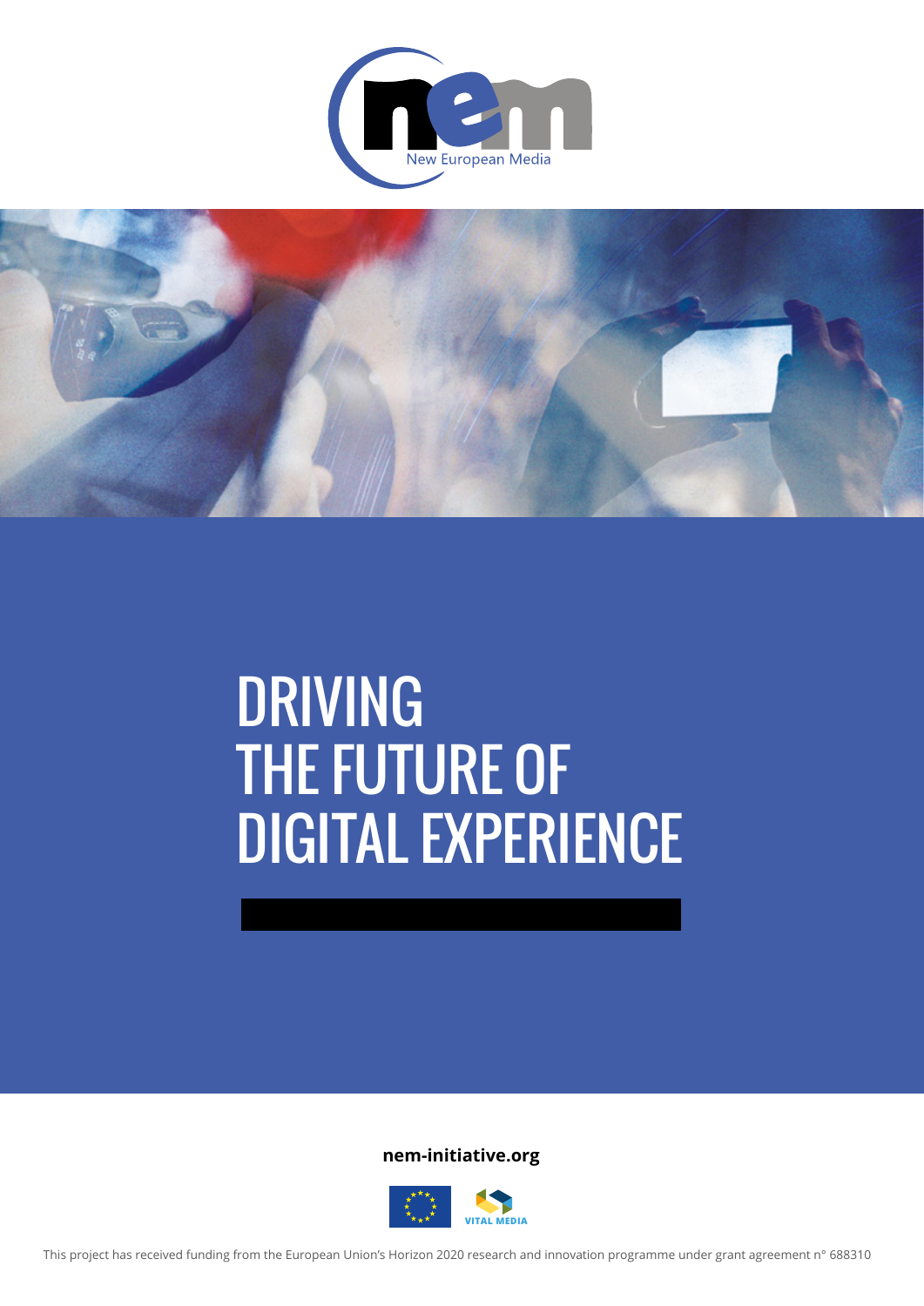New European Media

# DRIVING THE FUTURE OF DIGITAL EXPERIENCE

**nem-initiative.org**

VITAL MEDIA

This project has received funding from the European Union's Horizon 2020 research and innovation programme under grant agreement n° 688310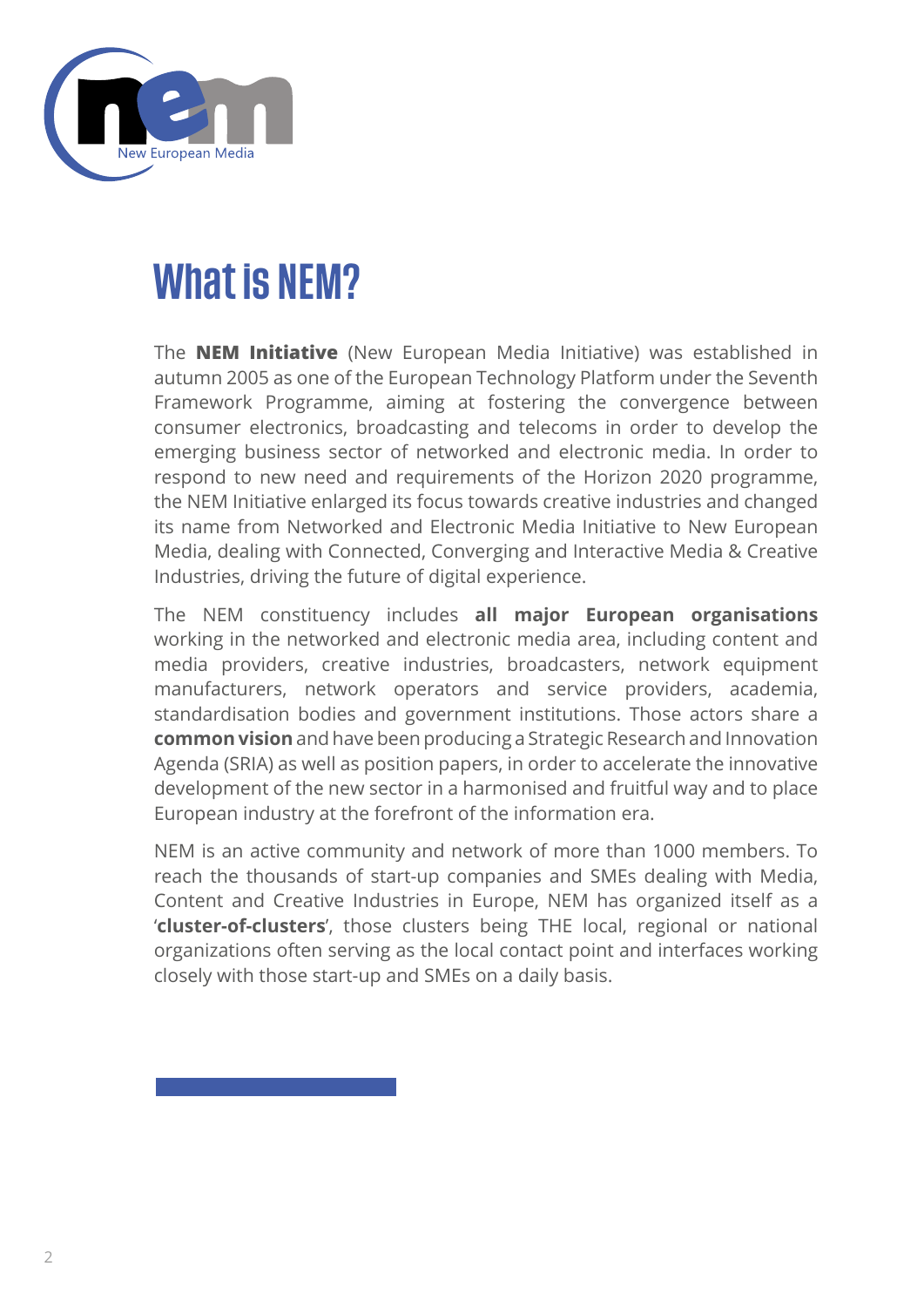# What is NEM?

The **NEM Initiative** (New European Media Initiative) was established in autumn 2005 as one of the European Technology Platform under the Seventh Framework Programme, aiming at fostering the convergence between consumer electronics, broadcasting and telecoms in order to develop the emerging business sector of networked and electronic media. In order to respond to new need and requirements of the Horizon 2020 programme, the NEM Initiative enlarged its focus towards creative industries and changed its name from Networked and Electronic Media Initiative to New European Media, dealing with Connected, Converging and Interactive Media & Creative Industries, driving the future of digital experience.

The NEM constituency includes **all major European organisations** working in the networked and electronic media area, including content and media providers, creative industries, broadcasters, network equipment manufacturers, network operators and service providers, academia, standardisation bodies and government institutions. Those actors share a **common vision** and have been producing a Strategic Research and Innovation Agenda (SRIA) as well as position papers, in order to accelerate the innovative development of the new sector in a harmonised and fruitful way and to place European industry at the forefront of the information era.

NEM is an active community and network of more than 1000 members. To reach the thousands of start-up companies and SMEs dealing with Media, Content and Creative Industries in Europe, NEM has organized itself as a '**cluster-of-clusters**', those clusters being THE local, regional or national organizations often serving as the local contact point and interfaces working closely with those start-up and SMEs on a daily basis.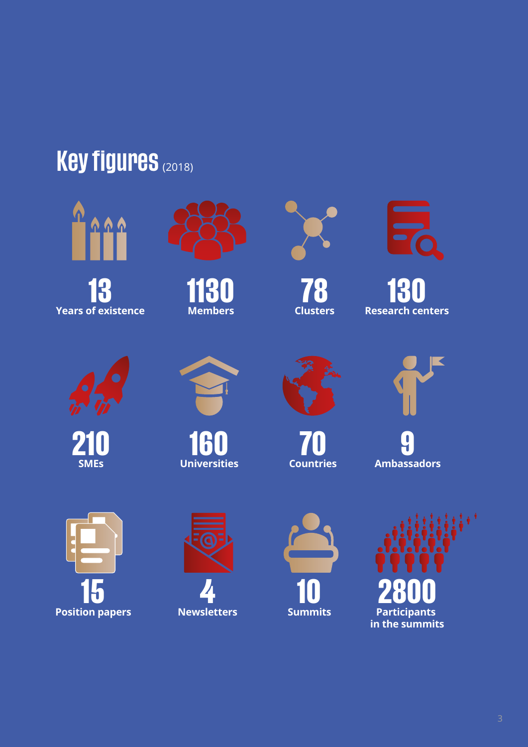# Key figures (2018)

**13**
Years of existence

**1130**
Members

**78**
Clusters

**130**
Research centers

**210**
SMEs

**160**
Universities

**70**
Countries

**9**
Ambassadors

**15**
Position papers

**4**
Newsletters

**10**
Summits

**2800**
Participants in the summits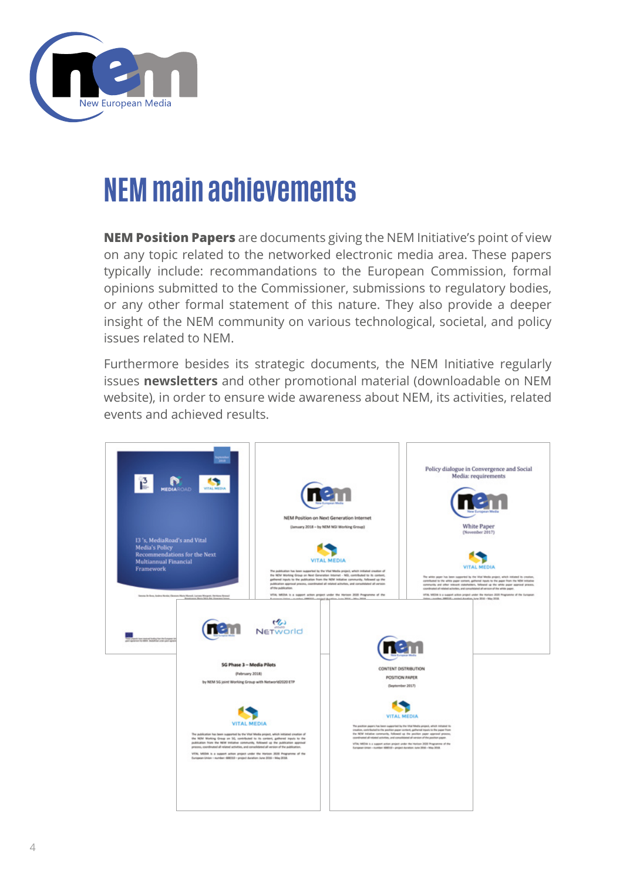# NEM main achievements

**NEM Position Papers** are documents giving the NEM Initiative's point of view on any topic related to the networked electronic media area. These papers typically include: recommandations to the European Commission, formal opinions submitted to the Commissioner, submissions to regulatory bodies, or any other formal statement of this nature. They also provide a deeper insight of the NEM community on various technological, societal, and policy issues related to NEM.

Furthermore besides its strategic documents, the NEM Initiative regularly issues **newsletters** and other promotional material (downloadable on NEM website), in order to ensure wide awareness about NEM, its activities, related events and achieved results.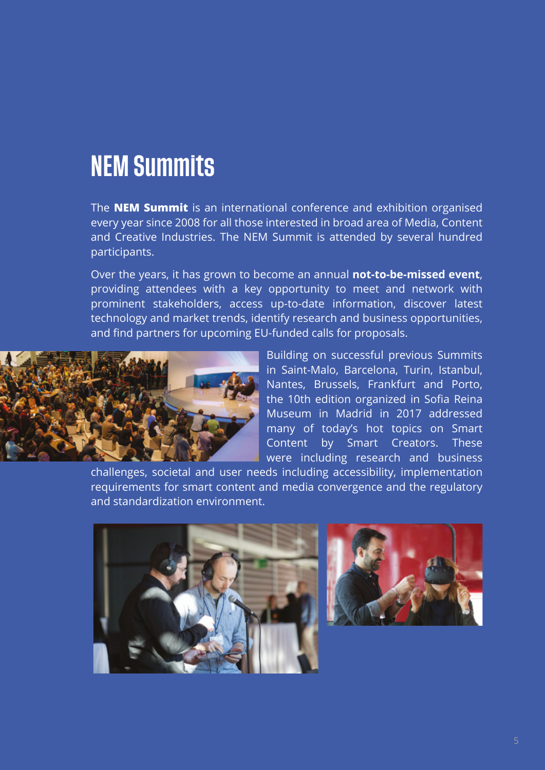# NEM Summits

The **NEM Summit** is an international conference and exhibition organised every year since 2008 for all those interested in broad area of Media, Content and Creative Industries. The NEM Summit is attended by several hundred participants.

Over the years, it has grown to become an annual **not-to-be-missed event**, providing attendees with a key opportunity to meet and network with prominent stakeholders, access up-to-date information, discover latest technology and market trends, identify research and business opportunities, and find partners for upcoming EU-funded calls for proposals.

Building on successful previous Summits in Saint-Malo, Barcelona, Turin, Istanbul, Nantes, Brussels, Frankfurt and Porto, the 10th edition organized in Sofia Reina Museum in Madrid in 2017 addressed many of today's hot topics on Smart Content by Smart Creators. These were including research and business challenges, societal and user needs including accessibility, implementation requirements for smart content and media convergence and the regulatory and standardization environment.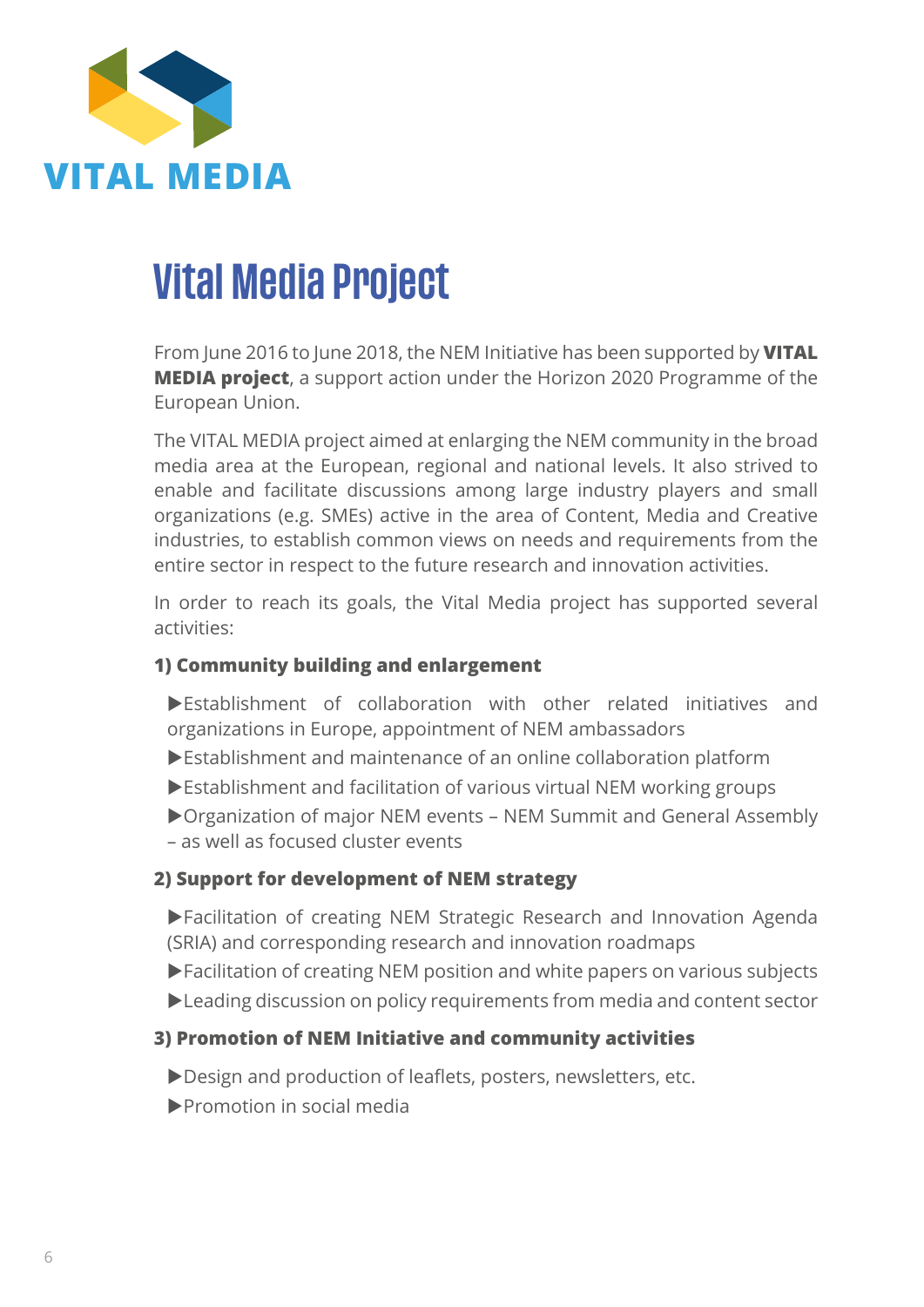VITAL MEDIA

# Vital Media Project

From June 2016 to June 2018, the NEM Initiative has been supported by **VITAL MEDIA project**, a support action under the Horizon 2020 Programme of the European Union.

The VITAL MEDIA project aimed at enlarging the NEM community in the broad media area at the European, regional and national levels. It also strived to enable and facilitate discussions among large industry players and small organizations (e.g. SMEs) active in the area of Content, Media and Creative industries, to establish common views on needs and requirements from the entire sector in respect to the future research and innovation activities.

In order to reach its goals, the Vital Media project has supported several activities:

**1) Community building and enlargement**

▶Establishment of collaboration with other related initiatives and organizations in Europe, appointment of NEM ambassadors

▶Establishment and maintenance of an online collaboration platform

▶Establishment and facilitation of various virtual NEM working groups

▶Organization of major NEM events – NEM Summit and General Assembly – as well as focused cluster events

**2) Support for development of NEM strategy**

▶Facilitation of creating NEM Strategic Research and Innovation Agenda (SRIA) and corresponding research and innovation roadmaps

▶Facilitation of creating NEM position and white papers on various subjects

▶Leading discussion on policy requirements from media and content sector

**3) Promotion of NEM Initiative and community activities**

▶Design and production of leaflets, posters, newsletters, etc.

▶Promotion in social media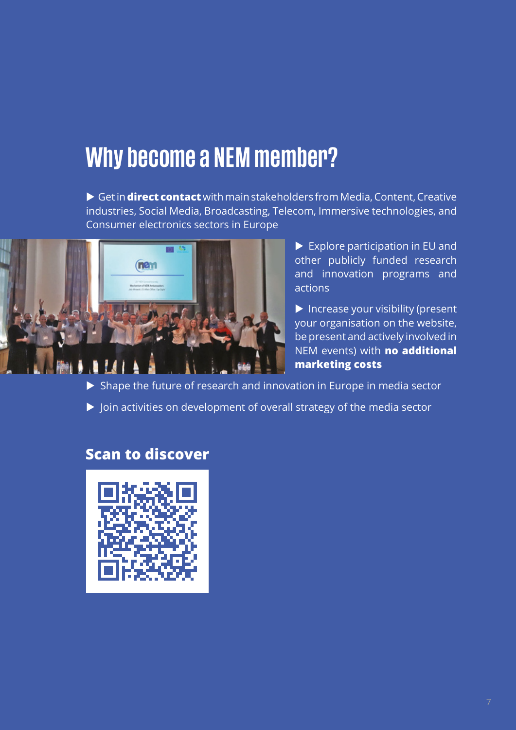# Why become a NEM member?

- Get in **direct contact** with main stakeholders from Media, Content, Creative industries, Social Media, Broadcasting, Telecom, Immersive technologies, and Consumer electronics sectors in Europe
- Explore participation in EU and other publicly funded research and innovation programs and actions
- Increase your visibility (present your organisation on the website, be present and actively involved in NEM events) with **no additional marketing costs**
- Shape the future of research and innovation in Europe in media sector
- Join activities on development of overall strategy of the media sector

## Scan to discover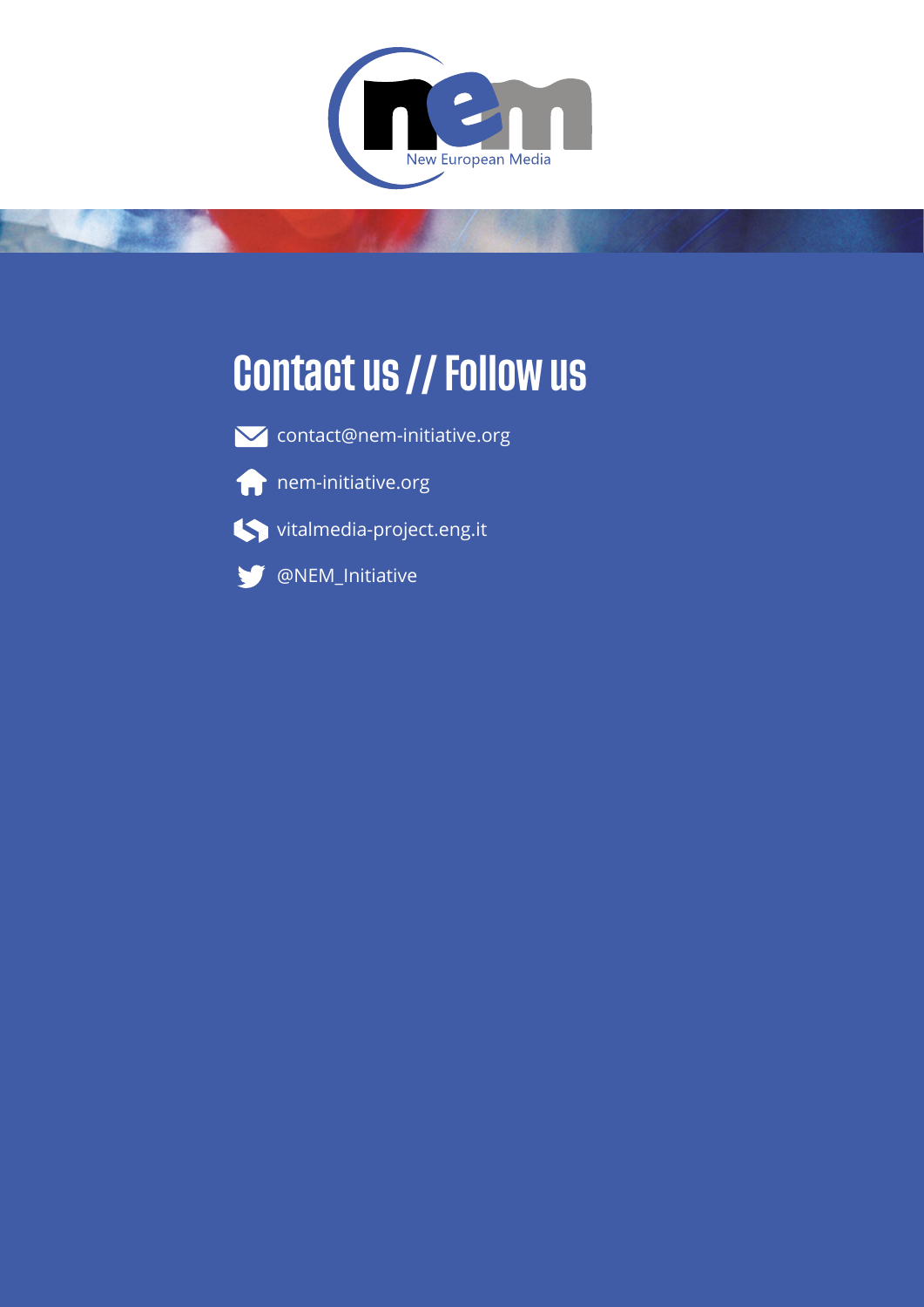New European Media

## Contact us // Follow us

contact@nem-initiative.org

nem-initiative.org

vitalmedia-project.eng.it

@NEM_Initiative